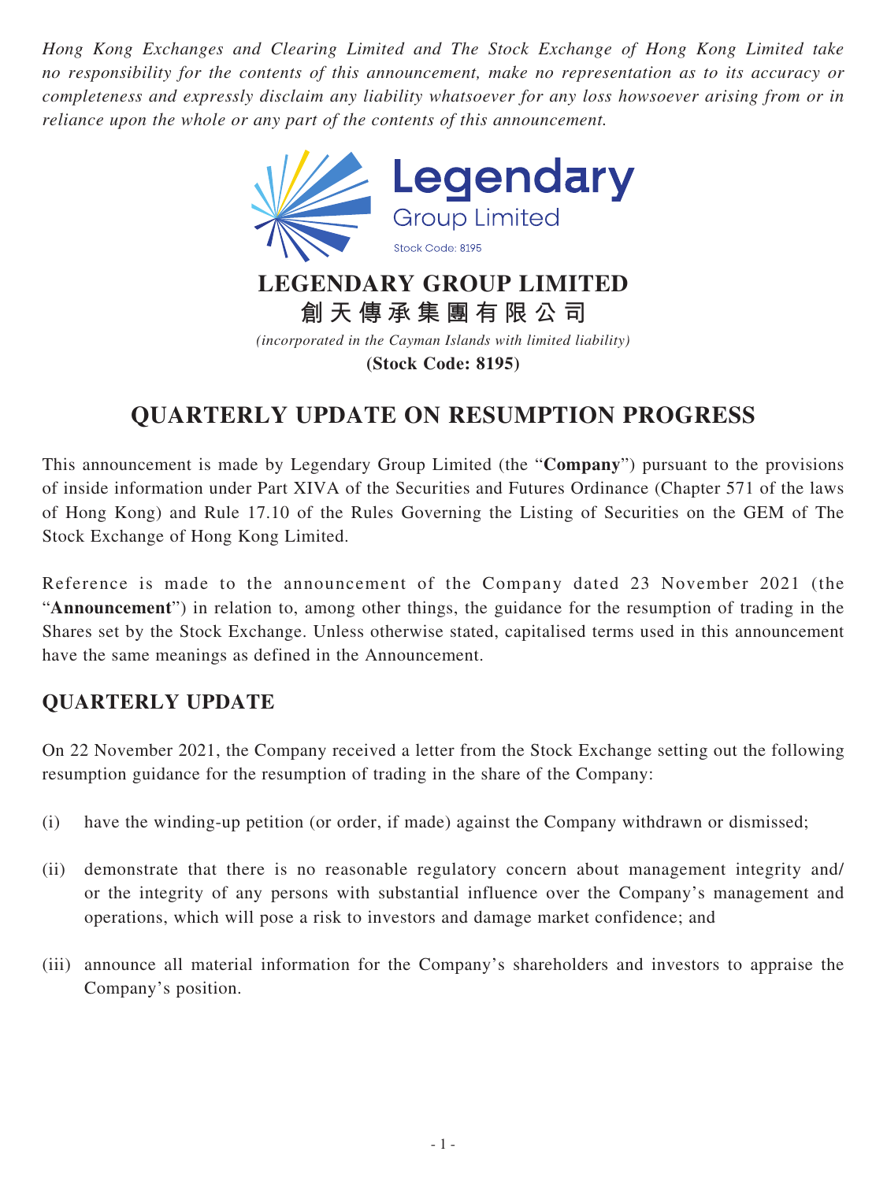*Hong Kong Exchanges and Clearing Limited and The Stock Exchange of Hong Kong Limited take no responsibility for the contents of this announcement, make no representation as to its accuracy or completeness and expressly disclaim any liability whatsoever for any loss howsoever arising from or in reliance upon the whole or any part of the contents of this announcement.*

**LEGENDARY GROUP LIMITED**

**創天傳承集團有限公司**

*(incorporated in the Cayman Islands with limited liability)*

**(Stock Code: 8195)**

# QUARTERLY UPDATE ON RESUMPTION PROGRESS

This announcement is made by Legendary Group Limited (the "**Company**") pursuant to the provisions of inside information under Part XIVA of the Securities and Futures Ordinance (Chapter 571 of the laws of Hong Kong) and Rule 17.10 of the Rules Governing the Listing of Securities on the GEM of The Stock Exchange of Hong Kong Limited.

Reference is made to the announcement of the Company dated 23 November 2021 (the "**Announcement**") in relation to, among other things, the guidance for the resumption of trading in the Shares set by the Stock Exchange. Unless otherwise stated, capitalised terms used in this announcement have the same meanings as defined in the Announcement.

## QUARTERLY UPDATE

On 22 November 2021, the Company received a letter from the Stock Exchange setting out the following resumption guidance for the resumption of trading in the share of the Company:

(i) have the winding-up petition (or order, if made) against the Company withdrawn or dismissed;

(ii) demonstrate that there is no reasonable regulatory concern about management integrity and/or the integrity of any persons with substantial influence over the Company's management and operations, which will pose a risk to investors and damage market confidence; and

(iii) announce all material information for the Company's shareholders and investors to appraise the Company's position.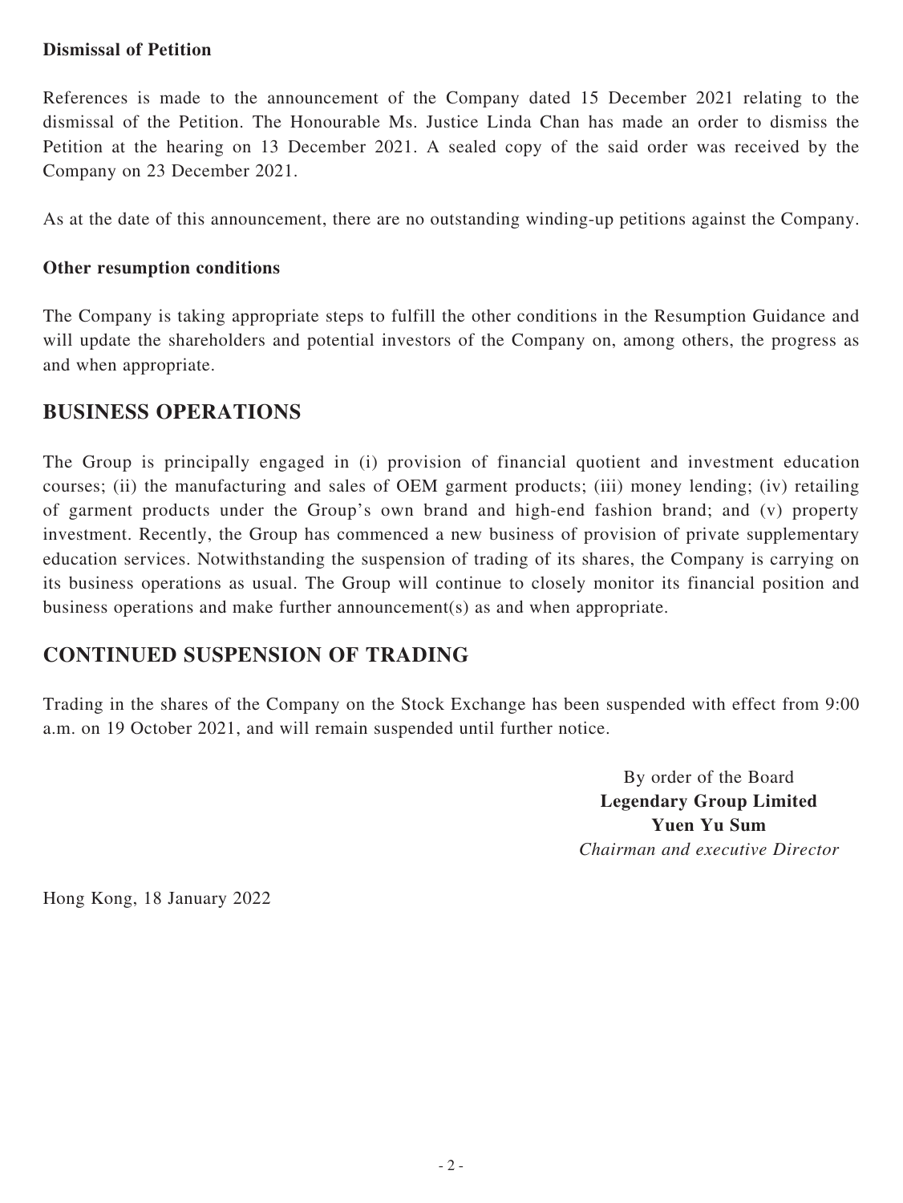**Dismissal of Petition**

References is made to the announcement of the Company dated 15 December 2021 relating to the dismissal of the Petition. The Honourable Ms. Justice Linda Chan has made an order to dismiss the Petition at the hearing on 13 December 2021. A sealed copy of the said order was received by the Company on 23 December 2021.

As at the date of this announcement, there are no outstanding winding-up petitions against the Company.

**Other resumption conditions**

The Company is taking appropriate steps to fulfill the other conditions in the Resumption Guidance and will update the shareholders and potential investors of the Company on, among others, the progress as and when appropriate.

## BUSINESS OPERATIONS

The Group is principally engaged in (i) provision of financial quotient and investment education courses; (ii) the manufacturing and sales of OEM garment products; (iii) money lending; (iv) retailing of garment products under the Group's own brand and high-end fashion brand; and (v) property investment. Recently, the Group has commenced a new business of provision of private supplementary education services. Notwithstanding the suspension of trading of its shares, the Company is carrying on its business operations as usual. The Group will continue to closely monitor its financial position and business operations and make further announcement(s) as and when appropriate.

## CONTINUED SUSPENSION OF TRADING

Trading in the shares of the Company on the Stock Exchange has been suspended with effect from 9:00 a.m. on 19 October 2021, and will remain suspended until further notice.

By order of the Board
**Legendary Group Limited**
**Yuen Yu Sum**
*Chairman and executive Director*

Hong Kong, 18 January 2022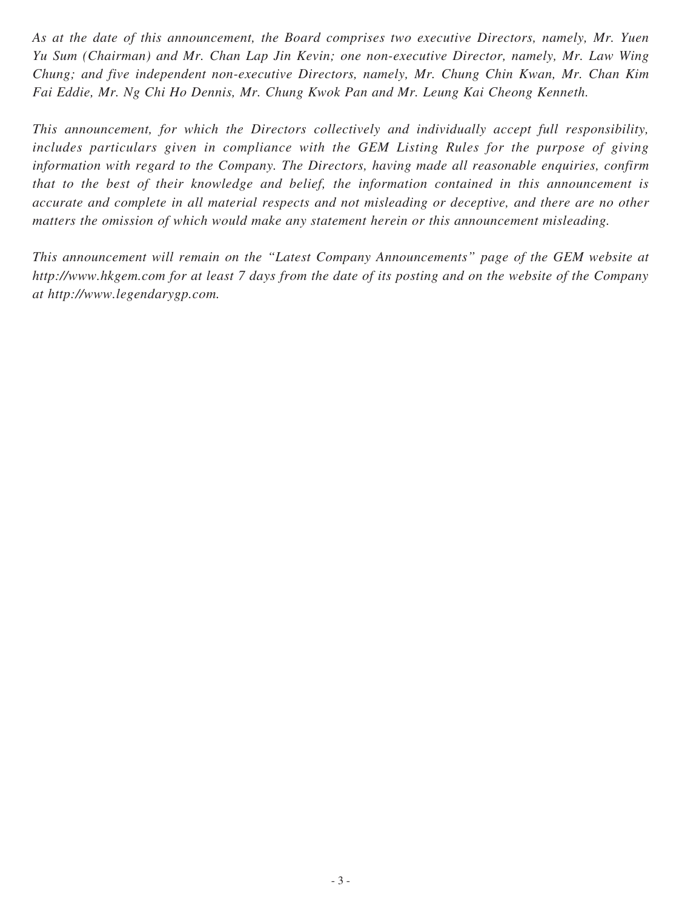*As at the date of this announcement, the Board comprises two executive Directors, namely, Mr. Yuen Yu Sum (Chairman) and Mr. Chan Lap Jin Kevin; one non-executive Director, namely, Mr. Law Wing Chung; and five independent non-executive Directors, namely, Mr. Chung Chin Kwan, Mr. Chan Kim Fai Eddie, Mr. Ng Chi Ho Dennis, Mr. Chung Kwok Pan and Mr. Leung Kai Cheong Kenneth.*

*This announcement, for which the Directors collectively and individually accept full responsibility, includes particulars given in compliance with the GEM Listing Rules for the purpose of giving information with regard to the Company. The Directors, having made all reasonable enquiries, confirm that to the best of their knowledge and belief, the information contained in this announcement is accurate and complete in all material respects and not misleading or deceptive, and there are no other matters the omission of which would make any statement herein or this announcement misleading.*

*This announcement will remain on the "Latest Company Announcements" page of the GEM website at http://www.hkgem.com for at least 7 days from the date of its posting and on the website of the Company at http://www.legendarygp.com.*